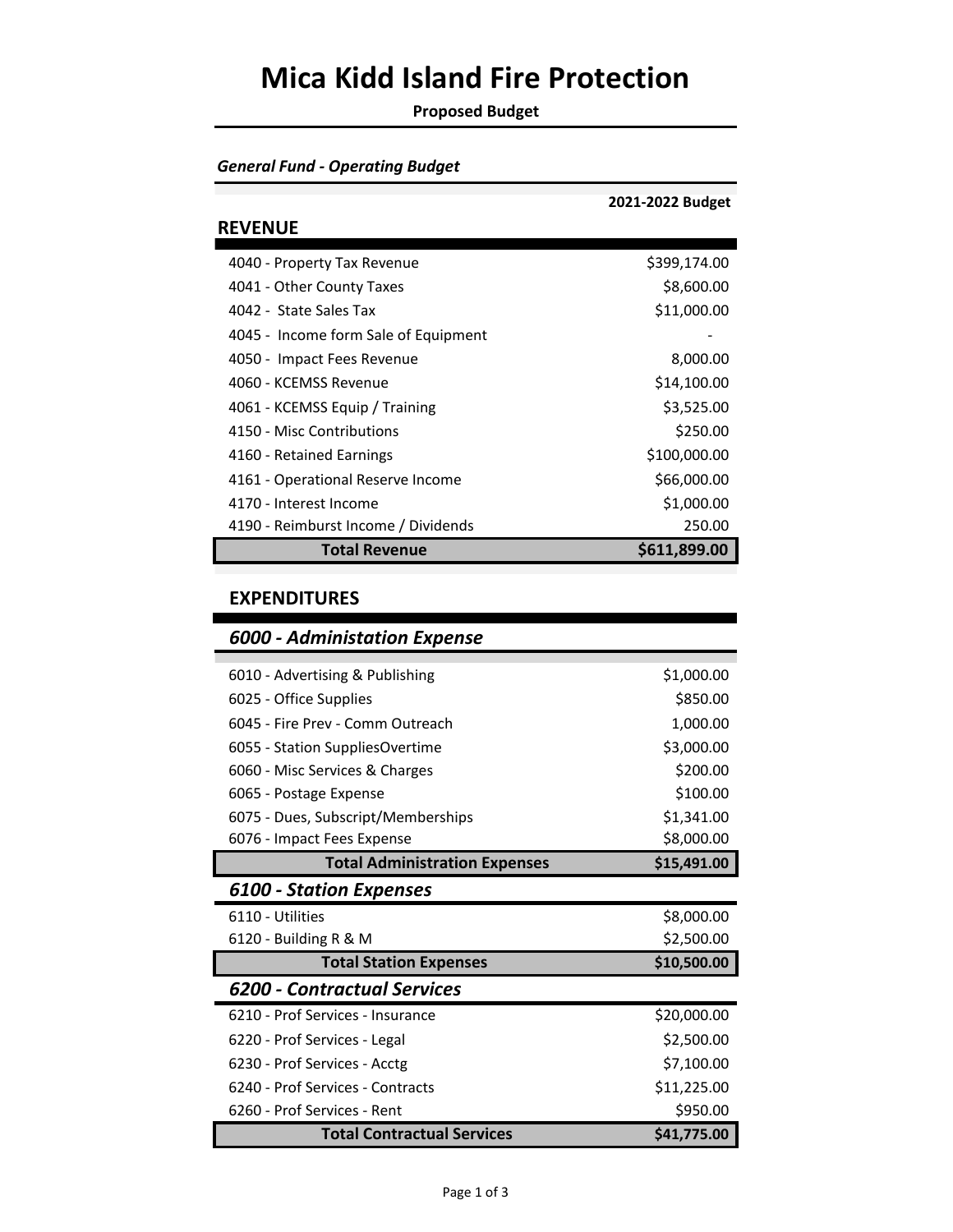# Mica Kidd Island Fire Protection

**Proposed Budget**

***General Fund - Operating Budget***

| | 2021-2022 Budget |
|---|---|
| **REVENUE** | |
| 4040 - Property Tax Revenue | $399,174.00 |
| 4041 - Other County Taxes | $8,600.00 |
| 4042 - State Sales Tax | $11,000.00 |
| 4045 - Income form Sale of Equipment | - |
| 4050 - Impact Fees Revenue | 8,000.00 |
| 4060 - KCEMSS Revenue | $14,100.00 |
| 4061 - KCEMSS Equip / Training | $3,525.00 |
| 4150 - Misc Contributions | $250.00 |
| 4160 - Retained Earnings | $100,000.00 |
| 4161 - Operational Reserve Income | $66,000.00 |
| 4170 - Interest Income | $1,000.00 |
| 4190 - Reimburst Income / Dividends | 250.00 |
| **Total Revenue** | **$611,899.00** |

## EXPENDITURES

| | |
|---|---|
| ***6000 - Administation Expense*** | |
| 6010 - Advertising & Publishing | $1,000.00 |
| 6025 - Office Supplies | $850.00 |
| 6045 - Fire Prev - Comm Outreach | 1,000.00 |
| 6055 - Station SuppliesOvertime | $3,000.00 |
| 6060 - Misc Services & Charges | $200.00 |
| 6065 - Postage Expense | $100.00 |
| 6075 - Dues, Subscript/Memberships | $1,341.00 |
| 6076 - Impact Fees Expense | $8,000.00 |
| **Total Administration Expenses** | **$15,491.00** |
| ***6100 - Station Expenses*** | |
| 6110 - Utilities | $8,000.00 |
| 6120 - Building R & M | $2,500.00 |
| **Total Station Expenses** | **$10,500.00** |
| ***6200 - Contractual Services*** | |
| 6210 - Prof Services - Insurance | $20,000.00 |
| 6220 - Prof Services - Legal | $2,500.00 |
| 6230 - Prof Services - Acctg | $7,100.00 |
| 6240 - Prof Services - Contracts | $11,225.00 |
| 6260 - Prof Services - Rent | $950.00 |
| **Total Contractual Services** | **$41,775.00** |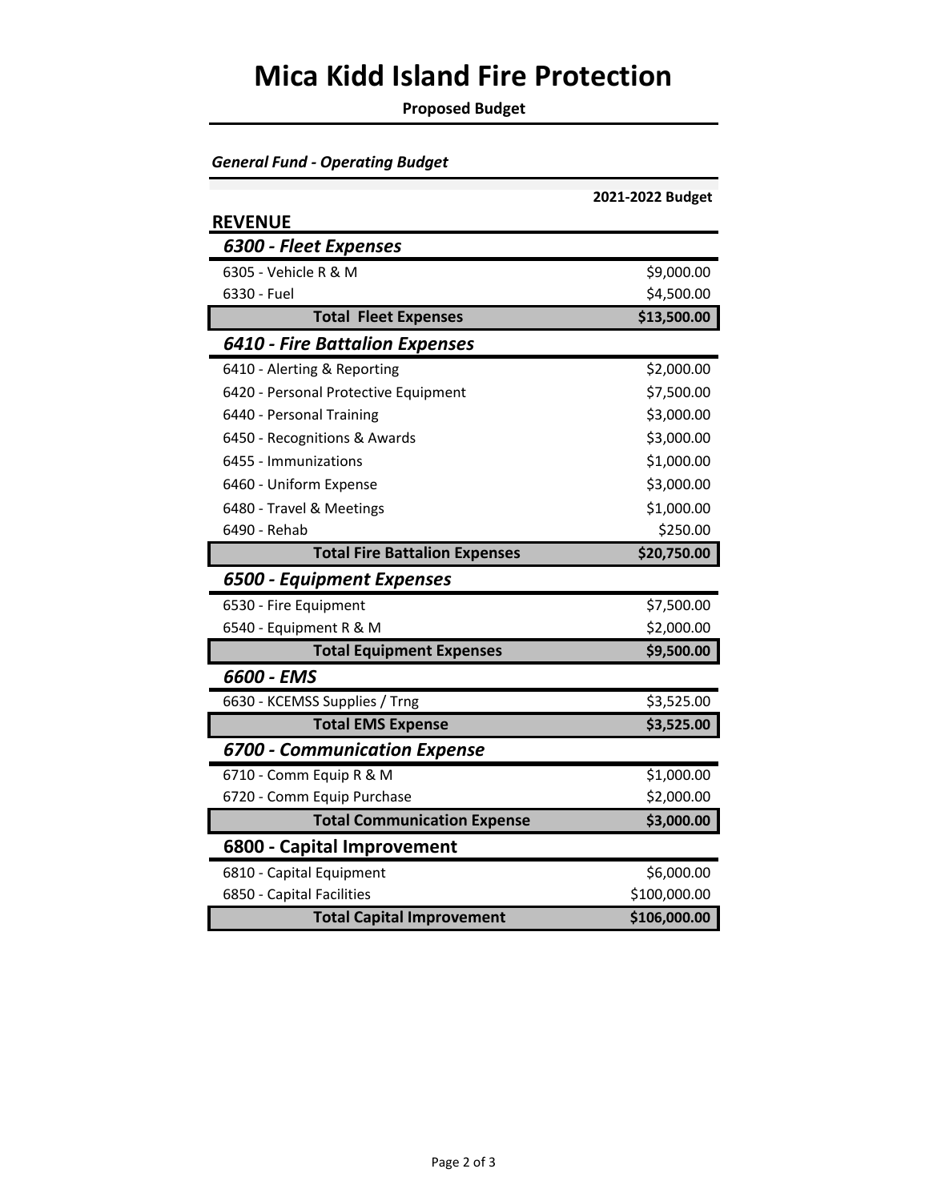# Mica Kidd Island Fire Protection

**Proposed Budget**

***General Fund - Operating Budget***

| | 2021-2022 Budget |
|---|---|
| **REVENUE** | |
| ***6300 - Fleet Expenses*** | |
| 6305 - Vehicle R & M | $9,000.00 |
| 6330 - Fuel | $4,500.00 |
| **Total Fleet Expenses** | **$13,500.00** |
| ***6410 - Fire Battalion Expenses*** | |
| 6410 - Alerting & Reporting | $2,000.00 |
| 6420 - Personal Protective Equipment | $7,500.00 |
| 6440 - Personal Training | $3,000.00 |
| 6450 - Recognitions & Awards | $3,000.00 |
| 6455 - Immunizations | $1,000.00 |
| 6460 - Uniform Expense | $3,000.00 |
| 6480 - Travel & Meetings | $1,000.00 |
| 6490 - Rehab | $250.00 |
| **Total Fire Battalion Expenses** | **$20,750.00** |
| ***6500 - Equipment Expenses*** | |
| 6530 - Fire Equipment | $7,500.00 |
| 6540 - Equipment R & M | $2,000.00 |
| **Total Equipment Expenses** | **$9,500.00** |
| ***6600 - EMS*** | |
| 6630 - KCEMSS Supplies / Trng | $3,525.00 |
| **Total EMS Expense** | **$3,525.00** |
| ***6700 - Communication Expense*** | |
| 6710 - Comm Equip R & M | $1,000.00 |
| 6720 - Comm Equip Purchase | $2,000.00 |
| **Total Communication Expense** | **$3,000.00** |
| **6800 - Capital Improvement** | |
| 6810 - Capital Equipment | $6,000.00 |
| 6850 - Capital Facilities | $100,000.00 |
| **Total Capital Improvement** | **$106,000.00** |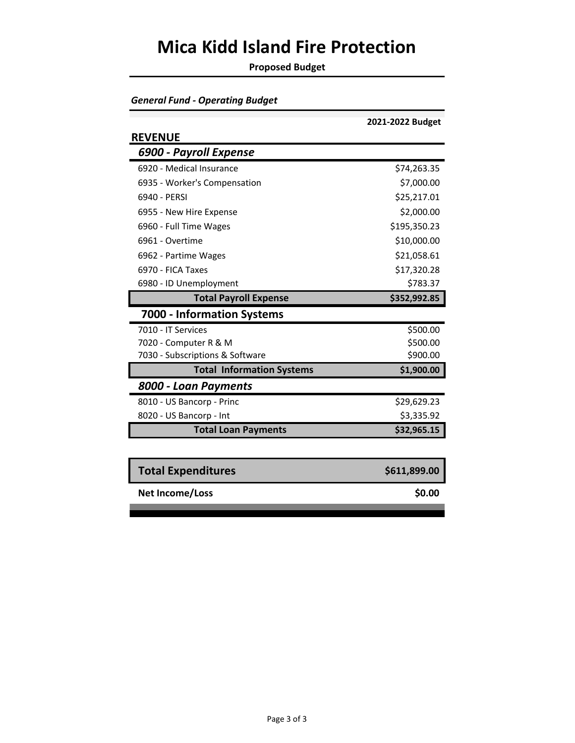# Mica Kidd Island Fire Protection

**Proposed Budget**

***General Fund - Operating Budget***

| | 2021-2022 Budget |
|---|---|
| **REVENUE** | |
| ***6900 - Payroll Expense*** | |
| 6920 - Medical Insurance | $74,263.35 |
| 6935 - Worker's Compensation | $7,000.00 |
| 6940 - PERSI | $25,217.01 |
| 6955 - New Hire Expense | $2,000.00 |
| 6960 - Full Time Wages | $195,350.23 |
| 6961 - Overtime | $10,000.00 |
| 6962 - Partime Wages | $21,058.61 |
| 6970 - FICA Taxes | $17,320.28 |
| 6980 - ID Unemployment | $783.37 |
| **Total Payroll Expense** | **$352,992.85** |
| **7000 - Information Systems** | |
| 7010 - IT Services | $500.00 |
| 7020 - Computer R & M | $500.00 |
| 7030 - Subscriptions & Software | $900.00 |
| **Total Information Systems** | **$1,900.00** |
| ***8000 - Loan Payments*** | |
| 8010 - US Bancorp - Princ | $29,629.23 |
| 8020 - US Bancorp - Int | $3,335.92 |
| **Total Loan Payments** | **$32,965.15** |
| **Total Expenditures** | **$611,899.00** |
| **Net Income/Loss** | **$0.00** |